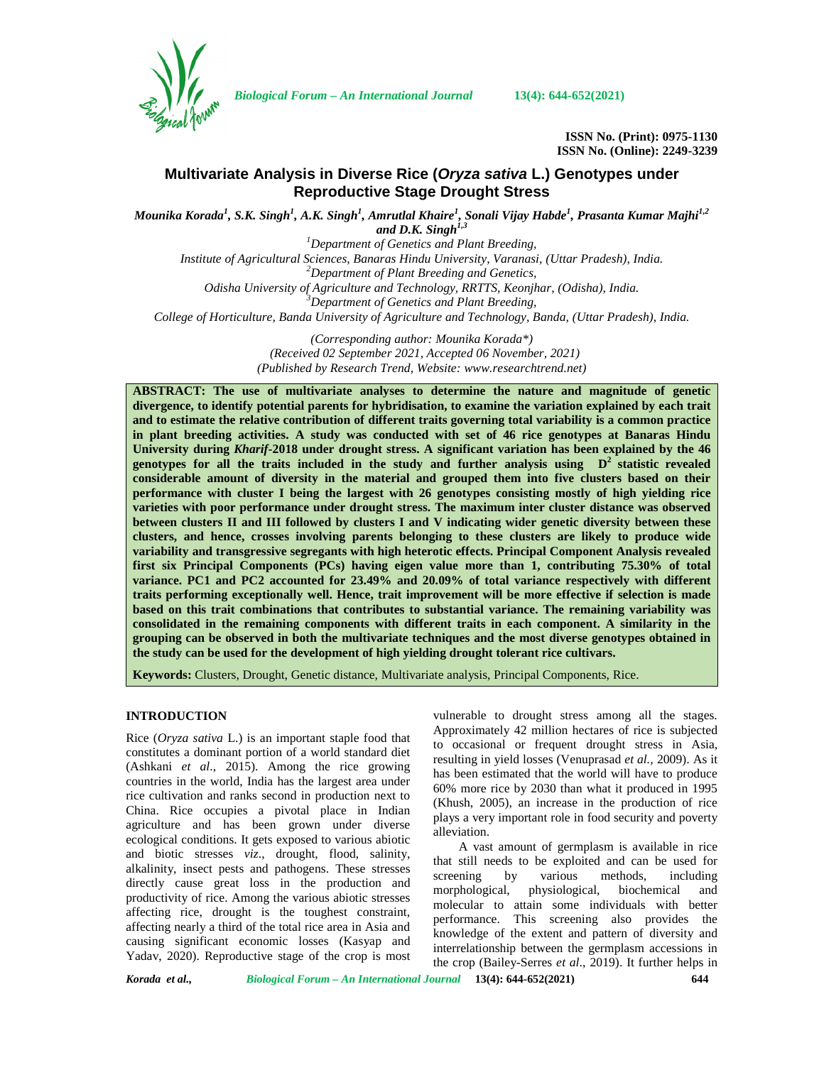ISSN No. (Print): 0975-1130
ISSN No. (Online): 2249-3239

# Multivariate Analysis in Diverse Rice (*Oryza sativa* L.) Genotypes under Reproductive Stage Drought Stress

*Mounika Korada[1], S.K. Singh[1], A.K. Singh[1], Amrutlal Khaire[1], Sonali Vijay Habde[1], Prasanta Kumar Majhi[1,2] and D.K. Singh[1,3]*

[1]Department of Genetics and Plant Breeding, Institute of Agricultural Sciences, Banaras Hindu University, Varanasi, (Uttar Pradesh), India.
[2]Department of Plant Breeding and Genetics, Odisha University of Agriculture and Technology, RRTTS, Keonjhar, (Odisha), India.
[3]Department of Genetics and Plant Breeding, College of Horticulture, Banda University of Agriculture and Technology, Banda, (Uttar Pradesh), India.

*(Corresponding author: Mounika Korada\*)*
*(Received 02 September 2021, Accepted 06 November, 2021)*
*(Published by Research Trend, Website: www.researchtrend.net)*

**ABSTRACT: The use of multivariate analyses to determine the nature and magnitude of genetic divergence, to identify potential parents for hybridisation, to examine the variation explained by each trait and to estimate the relative contribution of different traits governing total variability is a common practice in plant breeding activities. A study was conducted with set of 46 rice genotypes at Banaras Hindu University during *Kharif*-2018 under drought stress. A significant variation has been explained by the 46 genotypes for all the traits included in the study and further analysis using $D^2$ statistic revealed considerable amount of diversity in the material and grouped them into five clusters based on their performance with cluster I being the largest with 26 genotypes consisting mostly of high yielding rice varieties with poor performance under drought stress. The maximum inter cluster distance was observed between clusters II and III followed by clusters I and V indicating wider genetic diversity between these clusters, and hence, crosses involving parents belonging to these clusters are likely to produce wide variability and transgressive segregants with high heterotic effects. Principal Component Analysis revealed first six Principal Components (PCs) having eigen value more than 1, contributing 75.30% of total variance. PC1 and PC2 accounted for 23.49% and 20.09% of total variance respectively with different traits performing exceptionally well. Hence, trait improvement will be more effective if selection is made based on this trait combinations that contributes to substantial variance. The remaining variability was consolidated in the remaining components with different traits in each component. A similarity in the grouping can be observed in both the multivariate techniques and the most diverse genotypes obtained in the study can be used for the development of high yielding drought tolerant rice cultivars.**

**Keywords:** Clusters, Drought, Genetic distance, Multivariate analysis, Principal Components, Rice.

## INTRODUCTION

Rice (*Oryza sativa* L.) is an important staple food that constitutes a dominant portion of a world standard diet (Ashkani *et al*., 2015). Among the rice growing countries in the world, India has the largest area under rice cultivation and ranks second in production next to China. Rice occupies a pivotal place in Indian agriculture and has been grown under diverse ecological conditions. It gets exposed to various abiotic and biotic stresses *viz*., drought, flood, salinity, alkalinity, insect pests and pathogens. These stresses directly cause great loss in the production and productivity of rice. Among the various abiotic stresses affecting rice, drought is the toughest constraint, affecting nearly a third of the total rice area in Asia and causing significant economic losses (Kasyap and Yadav, 2020). Reproductive stage of the crop is most vulnerable to drought stress among all the stages. Approximately 42 million hectares of rice is subjected to occasional or frequent drought stress in Asia, resulting in yield losses (Venuprasad *et al.,* 2009). As it has been estimated that the world will have to produce 60% more rice by 2030 than what it produced in 1995 (Khush, 2005), an increase in the production of rice plays a very important role in food security and poverty alleviation.

A vast amount of germplasm is available in rice that still needs to be exploited and can be used for screening by various methods, including morphological, physiological, biochemical and molecular to attain some individuals with better performance. This screening also provides the knowledge of the extent and pattern of diversity and interrelationship between the germplasm accessions in the crop (Bailey-Serres *et al*., 2019). It further helps in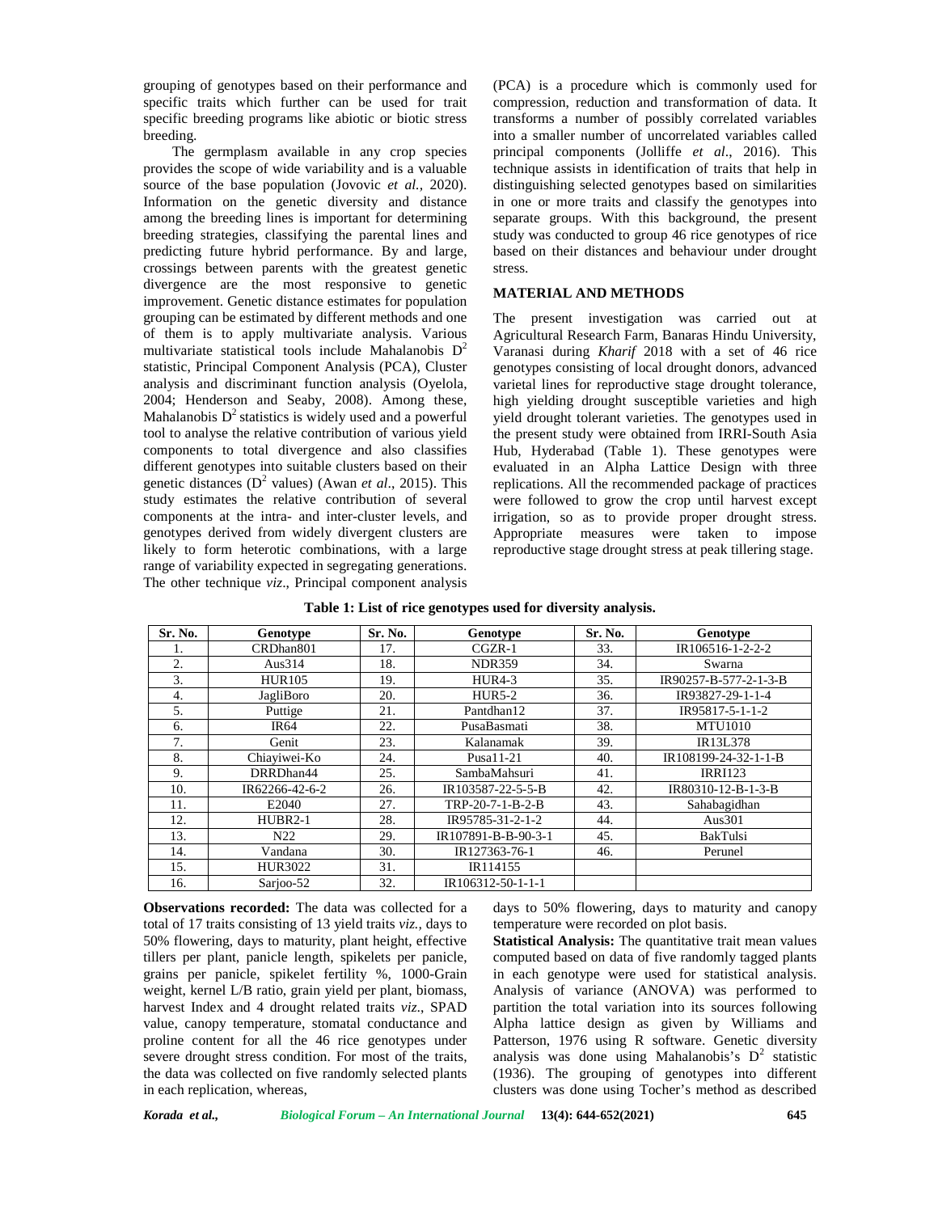grouping of genotypes based on their performance and specific traits which further can be used for trait specific breeding programs like abiotic or biotic stress breeding.

The germplasm available in any crop species provides the scope of wide variability and is a valuable source of the base population (Jovovic *et al.,* 2020). Information on the genetic diversity and distance among the breeding lines is important for determining breeding strategies, classifying the parental lines and predicting future hybrid performance. By and large, crossings between parents with the greatest genetic divergence are the most responsive to genetic improvement. Genetic distance estimates for population grouping can be estimated by different methods and one of them is to apply multivariate analysis. Various multivariate statistical tools include Mahalanobis $D^2$ statistic, Principal Component Analysis (PCA), Cluster analysis and discriminant function analysis (Oyelola, 2004; Henderson and Seaby, 2008). Among these, Mahalanobis $D^2$ statistics is widely used and a powerful tool to analyse the relative contribution of various yield components to total divergence and also classifies different genotypes into suitable clusters based on their genetic distances ($D^2$ values) (Awan *et al*., 2015). This study estimates the relative contribution of several components at the intra- and inter-cluster levels, and genotypes derived from widely divergent clusters are likely to form heterotic combinations, with a large range of variability expected in segregating generations. The other technique *viz*., Principal component analysis (PCA) is a procedure which is commonly used for compression, reduction and transformation of data. It transforms a number of possibly correlated variables into a smaller number of uncorrelated variables called principal components (Jolliffe *et al*., 2016). This technique assists in identification of traits that help in distinguishing selected genotypes based on similarities in one or more traits and classify the genotypes into separate groups. With this background, the present study was conducted to group 46 rice genotypes of rice based on their distances and behaviour under drought stress.

## MATERIAL AND METHODS

The present investigation was carried out at Agricultural Research Farm, Banaras Hindu University, Varanasi during *Kharif* 2018 with a set of 46 rice genotypes consisting of local drought donors, advanced varietal lines for reproductive stage drought tolerance, high yielding drought susceptible varieties and high yield drought tolerant varieties. The genotypes used in the present study were obtained from IRRI-South Asia Hub, Hyderabad (Table 1). These genotypes were evaluated in an Alpha Lattice Design with three replications. All the recommended package of practices were followed to grow the crop until harvest except irrigation, so as to provide proper drought stress. Appropriate measures were taken to impose reproductive stage drought stress at peak tillering stage.

**Table 1: List of rice genotypes used for diversity analysis.**

| Sr. No. | Genotype | Sr. No. | Genotype | Sr. No. | Genotype |
|---|---|---|---|---|---|
| 1. | CRDhan801 | 17. | CGZR-1 | 33. | IR106516-1-2-2-2 |
| 2. | Aus314 | 18. | NDR359 | 34. | Swarna |
| 3. | HUR105 | 19. | HUR4-3 | 35. | IR90257-B-577-2-1-3-B |
| 4. | JagliBoro | 20. | HUR5-2 | 36. | IR93827-29-1-1-4 |
| 5. | Puttige | 21. | Pantdhan12 | 37. | IR95817-5-1-1-2 |
| 6. | IR64 | 22. | PusaBasmati | 38. | MTU1010 |
| 7. | Genit | 23. | Kalanamak | 39. | IR13L378 |
| 8. | Chiayiwei-Ko | 24. | Pusa11-21 | 40. | IR108199-24-32-1-1-B |
| 9. | DRRDhan44 | 25. | SambaMahsuri | 41. | IRRI123 |
| 10. | IR62266-42-6-2 | 26. | IR103587-22-5-5-B | 42. | IR80310-12-B-1-3-B |
| 11. | E2040 | 27. | TRP-20-7-1-B-2-B | 43. | Sahabagidhan |
| 12. | HUBR2-1 | 28. | IR95785-31-2-1-2 | 44. | Aus301 |
| 13. | N22 | 29. | IR107891-B-B-90-3-1 | 45. | BakTulsi |
| 14. | Vandana | 30. | IR127363-76-1 | 46. | Perunel |
| 15. | HUR3022 | 31. | IR114155 | | |
| 16. | Sarjoo-52 | 32. | IR106312-50-1-1-1 | | |

**Observations recorded:** The data was collected for a total of 17 traits consisting of 13 yield traits *viz.,* days to 50% flowering, days to maturity, plant height, effective tillers per plant, panicle length, spikelets per panicle, grains per panicle, spikelet fertility %, 1000-Grain weight, kernel L/B ratio, grain yield per plant, biomass, harvest Index and 4 drought related traits *viz*., SPAD value, canopy temperature, stomatal conductance and proline content for all the 46 rice genotypes under severe drought stress condition. For most of the traits, the data was collected on five randomly selected plants in each replication, whereas, days to 50% flowering, days to maturity and canopy temperature were recorded on plot basis.

**Statistical Analysis:** The quantitative trait mean values computed based on data of five randomly tagged plants in each genotype were used for statistical analysis. Analysis of variance (ANOVA) was performed to partition the total variation into its sources following Alpha lattice design as given by Williams and Patterson, 1976 using R software. Genetic diversity analysis was done using Mahalanobis's $D^2$ statistic (1936). The grouping of genotypes into different clusters was done using Tocher's method as described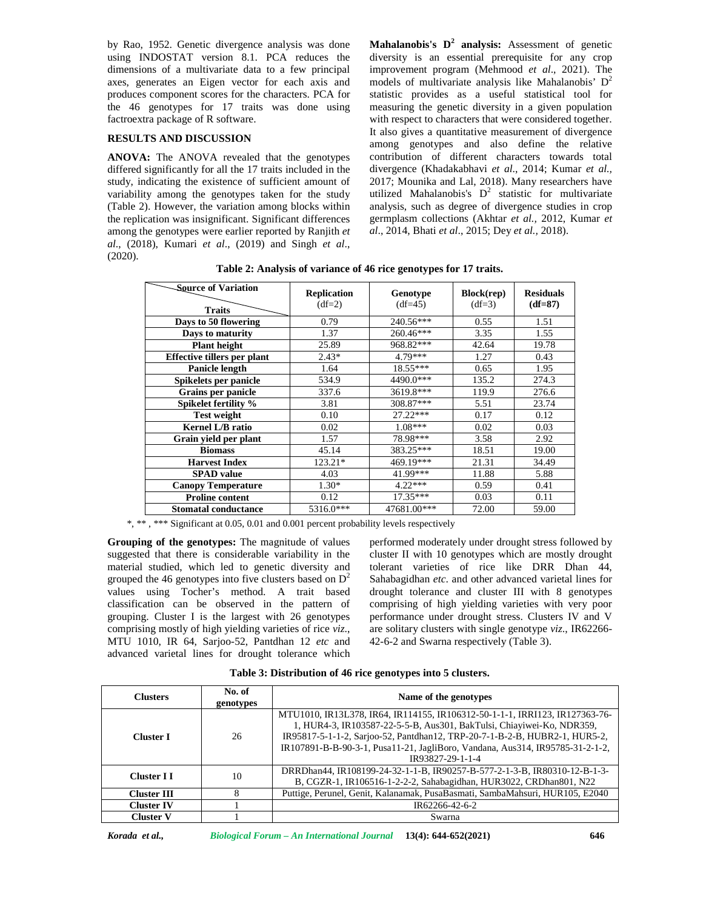by Rao, 1952. Genetic divergence analysis was done using INDOSTAT version 8.1. PCA reduces the dimensions of a multivariate data to a few principal axes, generates an Eigen vector for each axis and produces component scores for the characters. PCA for the 46 genotypes for 17 traits was done using factroextra package of R software.

## RESULTS AND DISCUSSION

**ANOVA:** The ANOVA revealed that the genotypes differed significantly for all the 17 traits included in the study, indicating the existence of sufficient amount of variability among the genotypes taken for the study (Table 2). However, the variation among blocks within the replication was insignificant. Significant differences among the genotypes were earlier reported by Ranjith *et al*., (2018), Kumari *et al*., (2019) and Singh *et al*., (2020).

**Mahalanobis's $D^2$ analysis:** Assessment of genetic diversity is an essential prerequisite for any crop improvement program (Mehmood *et al*., 2021). The models of multivariate analysis like Mahalanobis' $D^2$ statistic provides as a useful statistical tool for measuring the genetic diversity in a given population with respect to characters that were considered together. It also gives a quantitative measurement of divergence among genotypes and also define the relative contribution of different characters towards total divergence (Khadakabhavi *et al*., 2014; Kumar *et al.*, 2017; Mounika and Lal, 2018). Many researchers have utilized Mahalanobis's $D^2$ statistic for multivariate analysis, such as degree of divergence studies in crop germplasm collections (Akhtar *et al.*, 2012, Kumar *et al*., 2014, Bhati *et al*., 2015; Dey *et al.*, 2018).

**Table 2: Analysis of variance of 46 rice genotypes for 17 traits.**

| Source of Variation / Traits | Replication (df=2) | Genotype (df=45) | Block(rep) (df=3) | Residuals (df=87) |
|---|---|---|---|---|
| Days to 50 flowering | 0.79 | 240.56*** | 0.55 | 1.51 |
| Days to maturity | 1.37 | 260.46*** | 3.35 | 1.55 |
| Plant height | 25.89 | 968.82*** | 42.64 | 19.78 |
| Effective tillers per plant | 2.43* | 4.79*** | 1.27 | 0.43 |
| Panicle length | 1.64 | 18.55*** | 0.65 | 1.95 |
| Spikelets per panicle | 534.9 | 4490.0*** | 135.2 | 274.3 |
| Grains per panicle | 337.6 | 3619.8*** | 119.9 | 276.6 |
| Spikelet fertility % | 3.81 | 308.87*** | 5.51 | 23.74 |
| Test weight | 0.10 | 27.22*** | 0.17 | 0.12 |
| Kernel L/B ratio | 0.02 | 1.08*** | 0.02 | 0.03 |
| Grain yield per plant | 1.57 | 78.98*** | 3.58 | 2.92 |
| Biomass | 45.14 | 383.25*** | 18.51 | 19.00 |
| Harvest Index | 123.21* | 469.19*** | 21.31 | 34.49 |
| SPAD value | 4.03 | 41.99*** | 11.88 | 5.88 |
| Canopy Temperature | 1.30* | 4.22*** | 0.59 | 0.41 |
| Proline content | 0.12 | 17.35*** | 0.03 | 0.11 |
| Stomatal conductance | 5316.0*** | 47681.00*** | 72.00 | 59.00 |

*, ** , *** Significant at 0.05, 0.01 and 0.001 percent probability levels respectively

**Grouping of the genotypes:** The magnitude of values suggested that there is considerable variability in the material studied, which led to genetic diversity and grouped the 46 genotypes into five clusters based on $D^2$ values using Tocher's method. A trait based classification can be observed in the pattern of grouping. Cluster I is the largest with 26 genotypes comprising mostly of high yielding varieties of rice *viz*., MTU 1010, IR 64, Sarjoo-52, Pantdhan 12 *etc* and advanced varietal lines for drought tolerance which performed moderately under drought stress followed by cluster II with 10 genotypes which are mostly drought tolerant varieties of rice like DRR Dhan 44, Sahabagidhan *etc*. and other advanced varietal lines for drought tolerance and cluster III with 8 genotypes comprising of high yielding varieties with very poor performance under drought stress. Clusters IV and V are solitary clusters with single genotype *viz*., IR62266-42-6-2 and Swarna respectively (Table 3).

**Table 3: Distribution of 46 rice genotypes into 5 clusters.**

| Clusters | No. of genotypes | Name of the genotypes |
|---|---|---|
| Cluster I | 26 | MTU1010, IR13L378, IR64, IR114155, IR106312-50-1-1-1, IRRI123, IR127363-76-1, HUR4-3, IR103587-22-5-5-B, Aus301, BakTulsi, Chiayiwei-Ko, NDR359, IR95817-5-1-1-2, Sarjoo-52, Pantdhan12, TRP-20-7-1-B-2-B, HUBR2-1, HUR5-2, IR107891-B-B-90-3-1, Pusa11-21, JagliBoro, Vandana, Aus314, IR95785-31-2-1-2, IR93827-29-1-1-4 |
| Cluster I I | 10 | DRRDhan44, IR108199-24-32-1-1-B, IR90257-B-577-2-1-3-B, IR80310-12-B-1-3-B, CGZR-1, IR106516-1-2-2-2, Sahabagidhan, HUR3022, CRDhan801, N22 |
| Cluster III | 8 | Puttige, Perunel, Genit, Kalanamak, PusaBasmati, SambaMahsuri, HUR105, E2040 |
| Cluster IV | 1 | IR62266-42-6-2 |
| Cluster V | 1 | Swarna |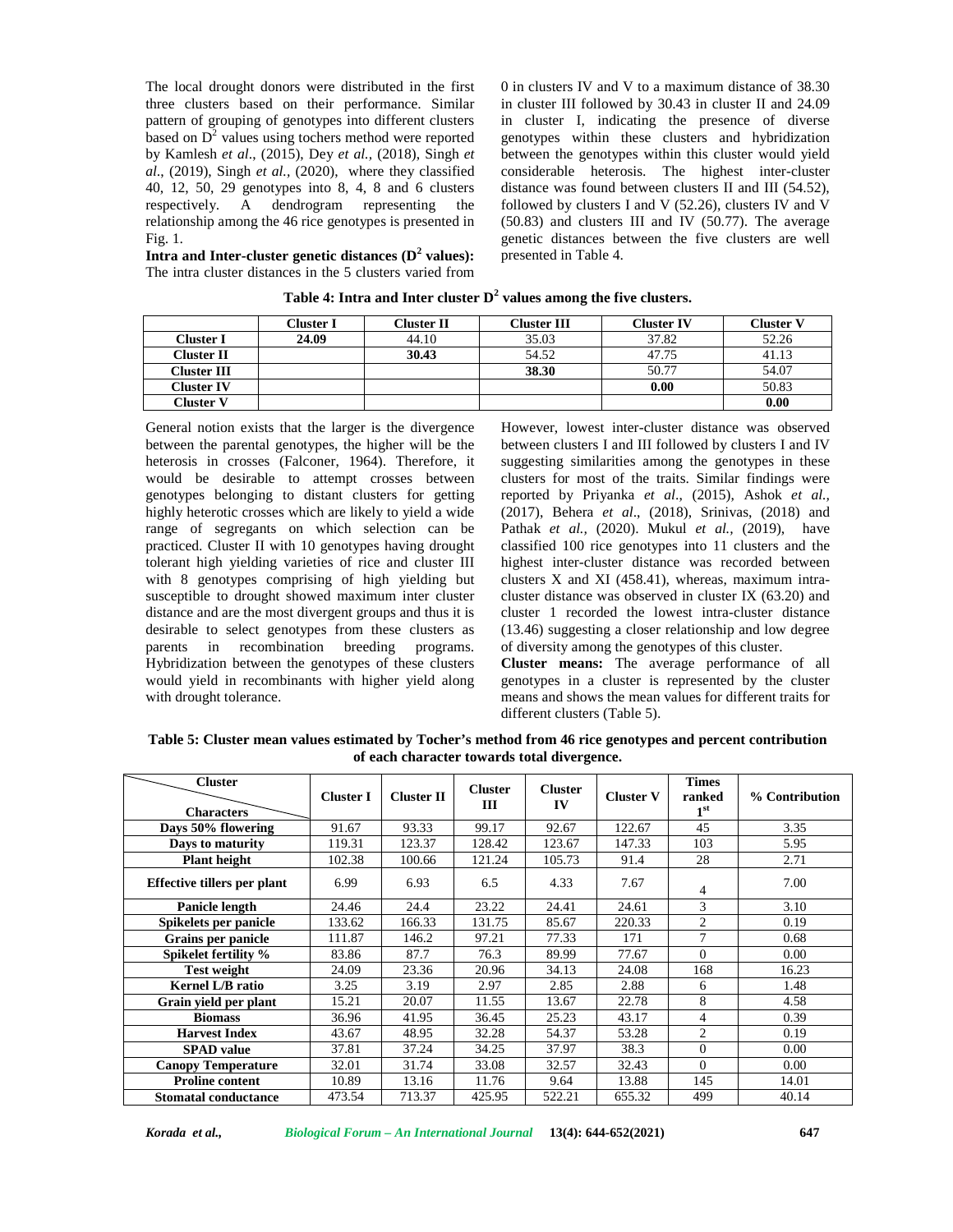The local drought donors were distributed in the first three clusters based on their performance. Similar pattern of grouping of genotypes into different clusters based on $D^2$ values using tochers method were reported by Kamlesh *et al*., (2015), Dey *et al.,* (2018), Singh *et al*., (2019), Singh *et al.,* (2020), where they classified 40, 12, 50, 29 genotypes into 8, 4, 8 and 6 clusters respectively. A dendrogram representing the relationship among the 46 rice genotypes is presented in Fig. 1.

**Intra and Inter-cluster genetic distances ($D^2$ values):** The intra cluster distances in the 5 clusters varied from 0 in clusters IV and V to a maximum distance of 38.30 in cluster III followed by 30.43 in cluster II and 24.09 in cluster I, indicating the presence of diverse genotypes within these clusters and hybridization between the genotypes within this cluster would yield considerable heterosis. The highest inter-cluster distance was found between clusters II and III (54.52), followed by clusters I and V (52.26), clusters IV and V (50.83) and clusters III and IV (50.77). The average genetic distances between the five clusters are well presented in Table 4.

**Table 4: Intra and Inter cluster $D^2$ values among the five clusters.**

| | Cluster I | Cluster II | Cluster III | Cluster IV | Cluster V |
|---|---|---|---|---|---|
| **Cluster I** | **24.09** | 44.10 | 35.03 | 37.82 | 52.26 |
| **Cluster II** | | **30.43** | 54.52 | 47.75 | 41.13 |
| **Cluster III** | | | **38.30** | 50.77 | 54.07 |
| **Cluster IV** | | | | **0.00** | 50.83 |
| **Cluster V** | | | | | **0.00** |

General notion exists that the larger is the divergence between the parental genotypes, the higher will be the heterosis in crosses (Falconer, 1964). Therefore, it would be desirable to attempt crosses between genotypes belonging to distant clusters for getting highly heterotic crosses which are likely to yield a wide range of segregants on which selection can be practiced. Cluster II with 10 genotypes having drought tolerant high yielding varieties of rice and cluster III with 8 genotypes comprising of high yielding but susceptible to drought showed maximum inter cluster distance and are the most divergent groups and thus it is desirable to select genotypes from these clusters as parents in recombination breeding programs. Hybridization between the genotypes of these clusters would yield in recombinants with higher yield along with drought tolerance.

However, lowest inter-cluster distance was observed between clusters I and III followed by clusters I and IV suggesting similarities among the genotypes in these clusters for most of the traits. Similar findings were reported by Priyanka *et al*., (2015), Ashok *et al.,* (2017), Behera *et al*., (2018), Srinivas, (2018) and Pathak *et al.,* (2020). Mukul *et al.,* (2019), have classified 100 rice genotypes into 11 clusters and the highest inter-cluster distance was recorded between clusters X and XI (458.41), whereas, maximum intra-cluster distance was observed in cluster IX (63.20) and cluster 1 recorded the lowest intra-cluster distance (13.46) suggesting a closer relationship and low degree of diversity among the genotypes of this cluster.

**Cluster means:** The average performance of all genotypes in a cluster is represented by the cluster means and shows the mean values for different traits for different clusters (Table 5).

**Table 5: Cluster mean values estimated by Tocher's method from 46 rice genotypes and percent contribution of each character towards total divergence.**

| Characters \ Cluster | Cluster I | Cluster II | Cluster III | Cluster IV | Cluster V | Times ranked 1st | % Contribution |
|---|---|---|---|---|---|---|---|
| Days 50% flowering | 91.67 | 93.33 | 99.17 | 92.67 | 122.67 | 45 | 3.35 |
| Days to maturity | 119.31 | 123.37 | 128.42 | 123.67 | 147.33 | 103 | 5.95 |
| Plant height | 102.38 | 100.66 | 121.24 | 105.73 | 91.4 | 28 | 2.71 |
| Effective tillers per plant | 6.99 | 6.93 | 6.5 | 4.33 | 7.67 | 4 | 7.00 |
| Panicle length | 24.46 | 24.4 | 23.22 | 24.41 | 24.61 | 3 | 3.10 |
| Spikelets per panicle | 133.62 | 166.33 | 131.75 | 85.67 | 220.33 | 2 | 0.19 |
| Grains per panicle | 111.87 | 146.2 | 97.21 | 77.33 | 171 | 7 | 0.68 |
| Spikelet fertility % | 83.86 | 87.7 | 76.3 | 89.99 | 77.67 | 0 | 0.00 |
| Test weight | 24.09 | 23.36 | 20.96 | 34.13 | 24.08 | 168 | 16.23 |
| Kernel L/B ratio | 3.25 | 3.19 | 2.97 | 2.85 | 2.88 | 6 | 1.48 |
| Grain yield per plant | 15.21 | 20.07 | 11.55 | 13.67 | 22.78 | 8 | 4.58 |
| Biomass | 36.96 | 41.95 | 36.45 | 25.23 | 43.17 | 4 | 0.39 |
| Harvest Index | 43.67 | 48.95 | 32.28 | 54.37 | 53.28 | 2 | 0.19 |
| SPAD value | 37.81 | 37.24 | 34.25 | 37.97 | 38.3 | 0 | 0.00 |
| Canopy Temperature | 32.01 | 31.74 | 33.08 | 32.57 | 32.43 | 0 | 0.00 |
| Proline content | 10.89 | 13.16 | 11.76 | 9.64 | 13.88 | 145 | 14.01 |
| Stomatal conductance | 473.54 | 713.37 | 425.95 | 522.21 | 655.32 | 499 | 40.14 |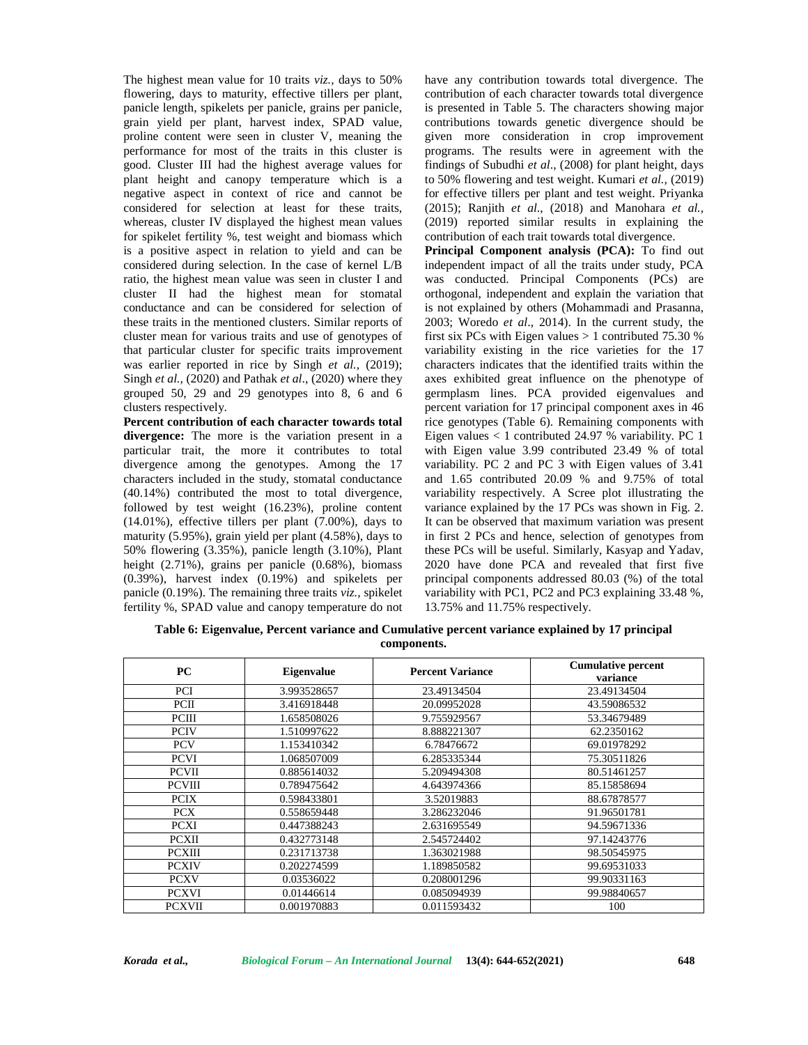The highest mean value for 10 traits *viz.,* days to 50% flowering, days to maturity, effective tillers per plant, panicle length, spikelets per panicle, grains per panicle, grain yield per plant, harvest index, SPAD value, proline content were seen in cluster V, meaning the performance for most of the traits in this cluster is good. Cluster III had the highest average values for plant height and canopy temperature which is a negative aspect in context of rice and cannot be considered for selection at least for these traits, whereas, cluster IV displayed the highest mean values for spikelet fertility %, test weight and biomass which is a positive aspect in relation to yield and can be considered during selection. In the case of kernel L/B ratio, the highest mean value was seen in cluster I and cluster II had the highest mean for stomatal conductance and can be considered for selection of these traits in the mentioned clusters. Similar reports of cluster mean for various traits and use of genotypes of that particular cluster for specific traits improvement was earlier reported in rice by Singh *et al.,* (2019); Singh *et al.,* (2020) and Pathak *et al*., (2020) where they grouped 50, 29 and 29 genotypes into 8, 6 and 6 clusters respectively.

**Percent contribution of each character towards total divergence:** The more is the variation present in a particular trait, the more it contributes to total divergence among the genotypes. Among the 17 characters included in the study, stomatal conductance (40.14%) contributed the most to total divergence, followed by test weight (16.23%), proline content (14.01%), effective tillers per plant (7.00%), days to maturity (5.95%), grain yield per plant (4.58%), days to 50% flowering (3.35%), panicle length (3.10%), Plant height (2.71%), grains per panicle (0.68%), biomass (0.39%), harvest index (0.19%) and spikelets per panicle (0.19%). The remaining three traits *viz.,* spikelet fertility %, SPAD value and canopy temperature do not have any contribution towards total divergence. The contribution of each character towards total divergence is presented in Table 5. The characters showing major contributions towards genetic divergence should be given more consideration in crop improvement programs. The results were in agreement with the findings of Subudhi *et al*., (2008) for plant height, days to 50% flowering and test weight. Kumari *et al.,* (2019) for effective tillers per plant and test weight. Priyanka (2015); Ranjith *et al*., (2018) and Manohara *et al.*, (2019) reported similar results in explaining the contribution of each trait towards total divergence.

**Principal Component analysis (PCA):** To find out independent impact of all the traits under study, PCA was conducted. Principal Components (PCs) are orthogonal, independent and explain the variation that is not explained by others (Mohammadi and Prasanna, 2003; Woredo *et al*., 2014). In the current study, the first six PCs with Eigen values > 1 contributed 75.30 % variability existing in the rice varieties for the 17 characters indicates that the identified traits within the axes exhibited great influence on the phenotype of germplasm lines. PCA provided eigenvalues and percent variation for 17 principal component axes in 46 rice genotypes (Table 6). Remaining components with Eigen values < 1 contributed 24.97 % variability. PC 1 with Eigen value 3.99 contributed 23.49 % of total variability. PC 2 and PC 3 with Eigen values of 3.41 and 1.65 contributed 20.09 % and 9.75% of total variability respectively. A Scree plot illustrating the variance explained by the 17 PCs was shown in Fig. 2. It can be observed that maximum variation was present in first 2 PCs and hence, selection of genotypes from these PCs will be useful. Similarly, Kasyap and Yadav, 2020 have done PCA and revealed that first five principal components addressed 80.03 (%) of the total variability with PC1, PC2 and PC3 explaining 33.48 %, 13.75% and 11.75% respectively.

**Table 6: Eigenvalue, Percent variance and Cumulative percent variance explained by 17 principal components.**

| PC | Eigenvalue | Percent Variance | Cumulative percent variance |
|---|---|---|---|
| PCI | 3.993528657 | 23.49134504 | 23.49134504 |
| PCII | 3.416918448 | 20.09952028 | 43.59086532 |
| PCIII | 1.658508026 | 9.755929567 | 53.34679489 |
| PCIV | 1.510997622 | 8.888221307 | 62.2350162 |
| PCV | 1.153410342 | 6.78476672 | 69.01978292 |
| PCVI | 1.068507009 | 6.285335344 | 75.30511826 |
| PCVII | 0.885614032 | 5.209494308 | 80.51461257 |
| PCVIII | 0.789475642 | 4.643974366 | 85.15858694 |
| PCIX | 0.598433801 | 3.52019883 | 88.67878577 |
| PCX | 0.558659448 | 3.286232046 | 91.96501781 |
| PCXI | 0.447388243 | 2.631695549 | 94.59671336 |
| PCXII | 0.432773148 | 2.545724402 | 97.14243776 |
| PCXIII | 0.231713738 | 1.363021988 | 98.50545975 |
| PCXIV | 0.202274599 | 1.189850582 | 99.69531033 |
| PCXV | 0.03536022 | 0.208001296 | 99.90331163 |
| PCXVI | 0.01446614 | 0.085094939 | 99.98840657 |
| PCXVII | 0.001970883 | 0.011593432 | 100 |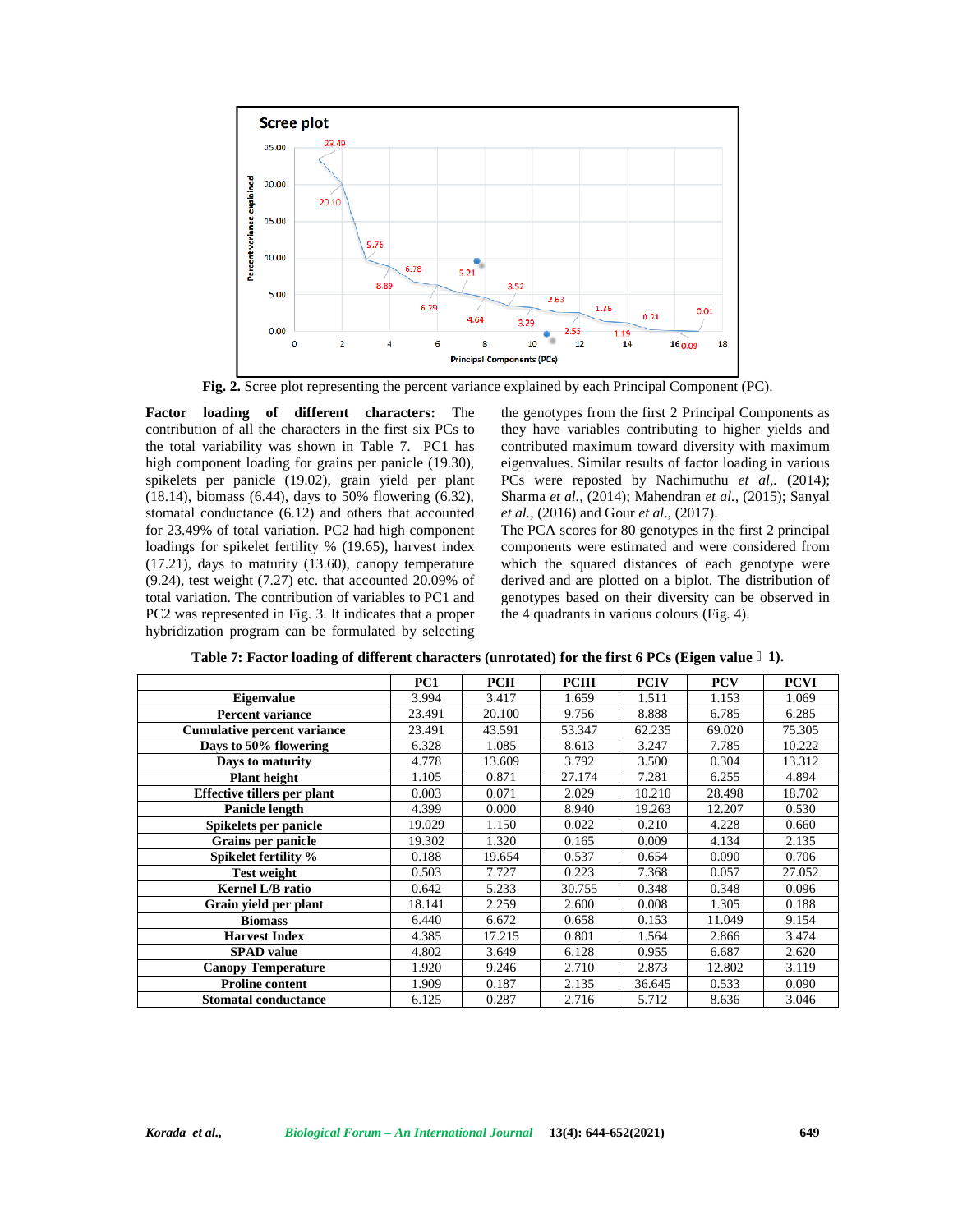**Fig. 2.** Scree plot representing the percent variance explained by each Principal Component (PC).

**Factor loading of different characters:** The contribution of all the characters in the first six PCs to the total variability was shown in Table 7. PC1 has high component loading for grains per panicle (19.30), spikelets per panicle (19.02), grain yield per plant (18.14), biomass (6.44), days to 50% flowering (6.32), stomatal conductance (6.12) and others that accounted for 23.49% of total variation. PC2 had high component loadings for spikelet fertility % (19.65), harvest index (17.21), days to maturity (13.60), canopy temperature (9.24), test weight (7.27) etc. that accounted 20.09% of total variation. The contribution of variables to PC1 and PC2 was represented in Fig. 3. It indicates that a proper hybridization program can be formulated by selecting the genotypes from the first 2 Principal Components as they have variables contributing to higher yields and contributed maximum toward diversity with maximum eigenvalues. Similar results of factor loading in various PCs were reposted by Nachimuthu *et al*,. (2014); Sharma *et al.*, (2014); Mahendran *et al.*, (2015); Sanyal *et al.*, (2016) and Gour *et al*., (2017).

The PCA scores for 80 genotypes in the first 2 principal components were estimated and were considered from which the squared distances of each genotype were derived and are plotted on a biplot. The distribution of genotypes based on their diversity can be observed in the 4 quadrants in various colours (Fig. 4).

**Table 7: Factor loading of different characters (unrotated) for the first 6 PCs (Eigen value ≥ 1).**

| | PC1 | PCII | PCIII | PCIV | PCV | PCVI |
|---|---|---|---|---|---|---|
| **Eigenvalue** | 3.994 | 3.417 | 1.659 | 1.511 | 1.153 | 1.069 |
| **Percent variance** | 23.491 | 20.100 | 9.756 | 8.888 | 6.785 | 6.285 |
| **Cumulative percent variance** | 23.491 | 43.591 | 53.347 | 62.235 | 69.020 | 75.305 |
| **Days to 50% flowering** | 6.328 | 1.085 | 8.613 | 3.247 | 7.785 | 10.222 |
| **Days to maturity** | 4.778 | 13.609 | 3.792 | 3.500 | 0.304 | 13.312 |
| **Plant height** | 1.105 | 0.871 | 27.174 | 7.281 | 6.255 | 4.894 |
| **Effective tillers per plant** | 0.003 | 0.071 | 2.029 | 10.210 | 28.498 | 18.702 |
| **Panicle length** | 4.399 | 0.000 | 8.940 | 19.263 | 12.207 | 0.530 |
| **Spikelets per panicle** | 19.029 | 1.150 | 0.022 | 0.210 | 4.228 | 0.660 |
| **Grains per panicle** | 19.302 | 1.320 | 0.165 | 0.009 | 4.134 | 2.135 |
| **Spikelet fertility %** | 0.188 | 19.654 | 0.537 | 0.654 | 0.090 | 0.706 |
| **Test weight** | 0.503 | 7.727 | 0.223 | 7.368 | 0.057 | 27.052 |
| **Kernel L/B ratio** | 0.642 | 5.233 | 30.755 | 0.348 | 0.348 | 0.096 |
| **Grain yield per plant** | 18.141 | 2.259 | 2.600 | 0.008 | 1.305 | 0.188 |
| **Biomass** | 6.440 | 6.672 | 0.658 | 0.153 | 11.049 | 9.154 |
| **Harvest Index** | 4.385 | 17.215 | 0.801 | 1.564 | 2.866 | 3.474 |
| **SPAD value** | 4.802 | 3.649 | 6.128 | 0.955 | 6.687 | 2.620 |
| **Canopy Temperature** | 1.920 | 9.246 | 2.710 | 2.873 | 12.802 | 3.119 |
| **Proline content** | 1.909 | 0.187 | 2.135 | 36.645 | 0.533 | 0.090 |
| **Stomatal conductance** | 6.125 | 0.287 | 2.716 | 5.712 | 8.636 | 3.046 |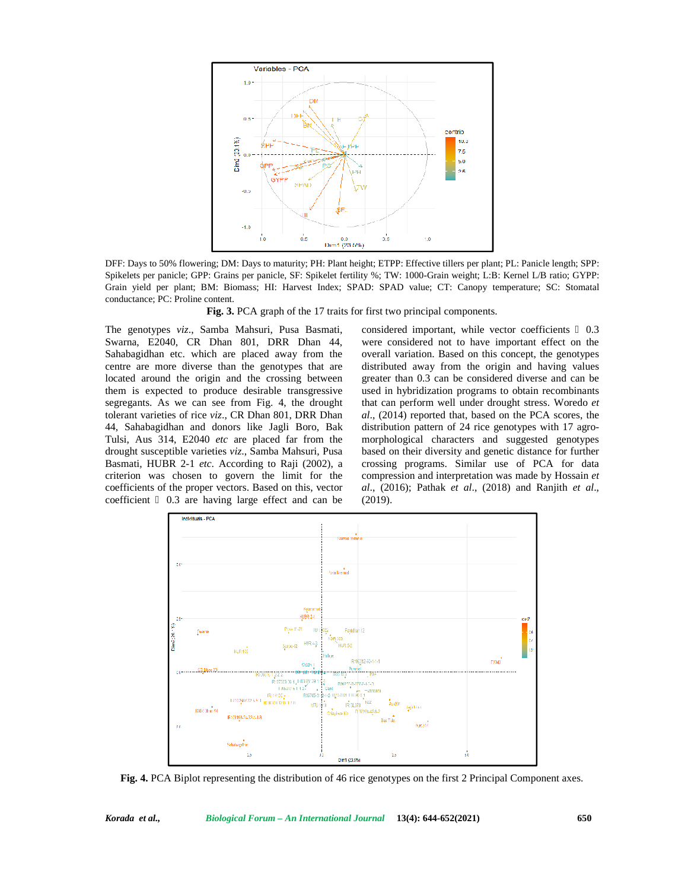DFF: Days to 50% flowering; DM: Days to maturity; PH: Plant height; ETPP: Effective tillers per plant; PL: Panicle length; SPP: Spikelets per panicle; GPP: Grains per panicle, SF: Spikelet fertility %; TW: 1000-Grain weight; L:B: Kernel L/B ratio; GYPP: Grain yield per plant; BM: Biomass; HI: Harvest Index; SPAD: SPAD value; CT: Canopy temperature; SC: Stomatal conductance; PC: Proline content.

**Fig. 3.** PCA graph of the 17 traits for first two principal components.

The genotypes *viz*., Samba Mahsuri, Pusa Basmati, Swarna, E2040, CR Dhan 801, DRR Dhan 44, Sahabagidhan etc. which are placed away from the centre are more diverse than the genotypes that are located around the origin and the crossing between them is expected to produce desirable transgressive segregants. As we can see from Fig. 4, the drought tolerant varieties of rice *viz*., CR Dhan 801, DRR Dhan 44, Sahabagidhan and donors like Jagli Boro, Bak Tulsi, Aus 314, E2040 *etc* are placed far from the drought susceptible varieties *viz*., Samba Mahsuri, Pusa Basmati, HUBR 2-1 *etc*. According to Raji (2002), a criterion was chosen to govern the limit for the coefficients of the proper vectors. Based on this, vector coefficient  0.3 are having large effect and can be considered important, while vector coefficients  0.3 were considered not to have important effect on the overall variation. Based on this concept, the genotypes distributed away from the origin and having values greater than 0.3 can be considered diverse and can be used in hybridization programs to obtain recombinants that can perform well under drought stress. Woredo *et al*., (2014) reported that, based on the PCA scores, the distribution pattern of 24 rice genotypes with 17 agro-morphological characters and suggested genotypes based on their diversity and genetic distance for further crossing programs. Similar use of PCA for data compression and interpretation was made by Hossain *et al*., (2016); Pathak *et al*., (2018) and Ranjith *et al*., (2019).

**Fig. 4.** PCA Biplot representing the distribution of 46 rice genotypes on the first 2 Principal Component axes.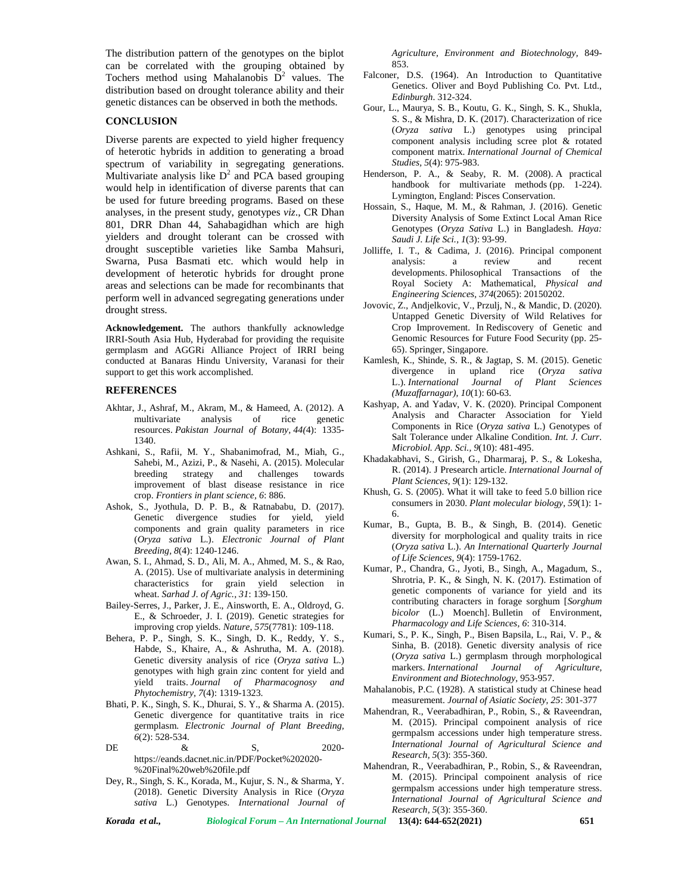The distribution pattern of the genotypes on the biplot can be correlated with the grouping obtained by Tochers method using Mahalanobis $D^2$ values. The distribution based on drought tolerance ability and their genetic distances can be observed in both the methods.

## CONCLUSION

Diverse parents are expected to yield higher frequency of heterotic hybrids in addition to generating a broad spectrum of variability in segregating generations. Multivariate analysis like $D^2$ and PCA based grouping would help in identification of diverse parents that can be used for future breeding programs. Based on these analyses, in the present study, genotypes *viz*., CR Dhan 801, DRR Dhan 44, Sahabagidhan which are high yielders and drought tolerant can be crossed with drought susceptible varieties like Samba Mahsuri, Swarna, Pusa Basmati etc. which would help in development of heterotic hybrids for drought prone areas and selections can be made for recombinants that perform well in advanced segregating generations under drought stress.

**Acknowledgement.** The authors thankfully acknowledge IRRI-South Asia Hub, Hyderabad for providing the requisite germplasm and AGGRi Alliance Project of IRRI being conducted at Banaras Hindu University, Varanasi for their support to get this work accomplished.

## REFERENCES

- Akhtar, J., Ashraf, M., Akram, M., & Hameed, A. (2012). A multivariate analysis of rice genetic resources. *Pakistan Journal of Botany*, *44(*4): 1335-1340.
- Ashkani, S., Rafii, M. Y., Shabanimofrad, M., Miah, G., Sahebi, M., Azizi, P., & Nasehi, A. (2015). Molecular breeding strategy and challenges towards improvement of blast disease resistance in rice crop. *Frontiers in plant science*, *6*: 886.
- Ashok, S., Jyothula, D. P. B., & Ratnababu, D. (2017). Genetic divergence studies for yield, yield components and grain quality parameters in rice (*Oryza sativa* L.). *Electronic Journal of Plant Breeding*, *8*(4): 1240-1246.
- Awan, S. I., Ahmad, S. D., Ali, M. A., Ahmed, M. S., & Rao, A. (2015). Use of multivariate analysis in determining characteristics for grain yield selection in wheat. *Sarhad J. of Agric.*, *31*: 139-150.
- Bailey-Serres, J., Parker, J. E., Ainsworth, E. A., Oldroyd, G. E., & Schroeder, J. I. (2019). Genetic strategies for improving crop yields. *Nature*, *575*(7781): 109-118.
- Behera, P. P., Singh, S. K., Singh, D. K., Reddy, Y. S., Habde, S., Khaire, A., & Ashrutha, M. A. (2018). Genetic diversity analysis of rice (*Oryza sativa* L.) genotypes with high grain zinc content for yield and yield traits. *Journal of Pharmacognosy and Phytochemistry*, *7*(4): 1319-1323.
- Bhati, P. K., Singh, S. K., Dhurai, S. Y., & Sharma A. (2015). Genetic divergence for quantitative traits in rice germplasm. *Electronic Journal of Plant Breeding*, *6*(2): 528-534.
- DE & S, 2020-https://eands.dacnet.nic.in/PDF/Pocket%202020-%20Final%20web%20file.pdf
- Dey, R., Singh, S. K., Korada, M., Kujur, S. N., & Sharma, Y. (2018). Genetic Diversity Analysis in Rice (*Oryza sativa* L.) Genotypes. *International Journal of Agriculture, Environment and Biotechnology*, 849-853.
- Falconer, D.S. (1964). An Introduction to Quantitative Genetics. Oliver and Boyd Publishing Co. Pvt. Ltd., *Edinburgh*. 312-324.
- Gour, L., Maurya, S. B., Koutu, G. K., Singh, S. K., Shukla, S. S., & Mishra, D. K. (2017). Characterization of rice (*Oryza sativa* L.) genotypes using principal component analysis including scree plot & rotated component matrix. *International Journal of Chemical Studies*, *5*(4): 975-983.
- Henderson, P. A., & Seaby, R. M. (2008). A practical handbook for multivariate methods (pp. 1-224). Lymington, England: Pisces Conservation.
- Hossain, S., Haque, M. M., & Rahman, J. (2016). Genetic Diversity Analysis of Some Extinct Local Aman Rice Genotypes (*Oryza Sativa* L.) in Bangladesh. *Haya: Saudi J. Life Sci.*, *1*(3): 93-99.
- Jolliffe, I. T., & Cadima, J. (2016). Principal component analysis: a review and recent developments. Philosophical Transactions of the Royal Society A: Mathematical, *Physical and Engineering Sciences*, *374*(2065): 20150202.
- Jovovic, Z., Andjelkovic, V., Przulj, N., & Mandic, D. (2020). Untapped Genetic Diversity of Wild Relatives for Crop Improvement. In Rediscovery of Genetic and Genomic Resources for Future Food Security (pp. 25-65). Springer, Singapore.
- Kamlesh, K., Shinde, S. R., & Jagtap, S. M. (2015). Genetic divergence in upland rice (*Oryza sativa* L.). *International Journal of Plant Sciences (Muzaffarnagar)*, *10*(1): 60-63.
- Kashyap, A. and Yadav, V. K. (2020). Principal Component Analysis and Character Association for Yield Components in Rice (*Oryza sativa* L.) Genotypes of Salt Tolerance under Alkaline Condition. *Int. J. Curr. Microbiol. App. Sci.*, *9*(10): 481-495.
- Khadakabhavi, S., Girish, G., Dharmaraj, P. S., & Lokesha, R. (2014). J Presearch article. *International Journal of Plant Sciences*, *9*(1): 129-132.
- Khush, G. S. (2005). What it will take to feed 5.0 billion rice consumers in 2030. *Plant molecular biology*, *59*(1): 1-6.
- Kumar, B., Gupta, B. B., & Singh, B. (2014). Genetic diversity for morphological and quality traits in rice (*Oryza sativa* L.). *An International Quarterly Journal of Life Sciences*, *9*(4): 1759-1762.
- Kumar, P., Chandra, G., Jyoti, B., Singh, A., Magadum, S., Shrotria, P. K., & Singh, N. K. (2017). Estimation of genetic components of variance for yield and its contributing characters in forage sorghum [*Sorghum bicolor* (L.) Moench]. Bulletin of Environment, *Pharmacology and Life Sciences*, *6*: 310-314.
- Kumari, S., P. K., Singh, P., Bisen Bapsila, L., Rai, V. P., & Sinha, B. (2018). Genetic diversity analysis of rice (*Oryza sativa* L.) germplasm through morphological markers. *International Journal of Agriculture, Environment and Biotechnology*, 953-957.
- Mahalanobis, P.C. (1928). A statistical study at Chinese head measurement. *Journal of Asiatic Society*, *25*: 301-377
- Mahendran, R., Veerabadhiran, P., Robin, S., & Raveendran, M. (2015). Principal compoinent analysis of rice germpalsm accessions under high temperature stress. *International Journal of Agricultural Science and Research*, *5*(3): 355-360.
- Mahendran, R., Veerabadhiran, P., Robin, S., & Raveendran, M. (2015). Principal compoinent analysis of rice germpalsm accessions under high temperature stress. *International Journal of Agricultural Science and Research*, *5*(3): 355-360.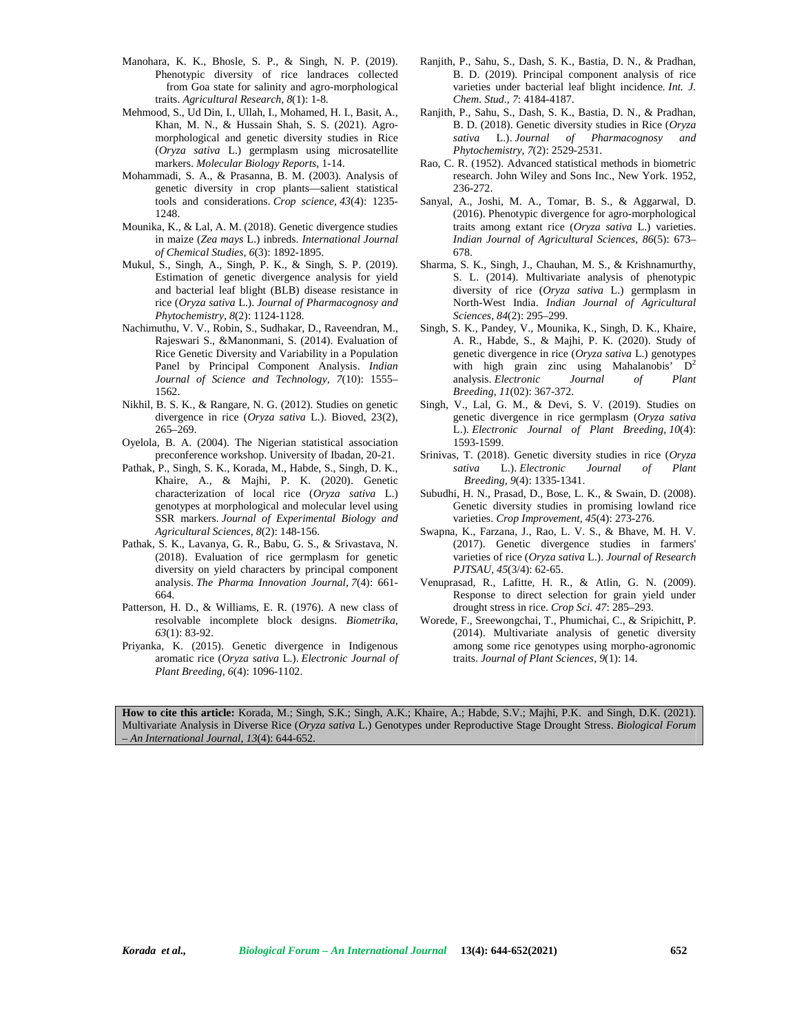Manohara, K. K., Bhosle, S. P., & Singh, N. P. (2019). Phenotypic diversity of rice landraces collected from Goa state for salinity and agro-morphological traits. *Agricultural Research, 8*(1): 1-8.

Mehmood, S., Ud Din, I., Ullah, I., Mohamed, H. I., Basit, A., Khan, M. N., & Hussain Shah, S. S. (2021). Agro-morphological and genetic diversity studies in Rice (*Oryza sativa* L.) germplasm using microsatellite markers. *Molecular Biology Reports*, 1-14.

Mohammadi, S. A., & Prasanna, B. M. (2003). Analysis of genetic diversity in crop plants—salient statistical tools and considerations. *Crop science, 43*(4): 1235-1248.

Mounika, K., & Lal, A. M. (2018). Genetic divergence studies in maize (*Zea mays* L.) inbreds. *International Journal of Chemical Studies, 6*(3): 1892-1895.

Mukul, S., Singh, A., Singh, P. K., & Singh, S. P. (2019). Estimation of genetic divergence analysis for yield and bacterial leaf blight (BLB) disease resistance in rice (*Oryza sativa* L.). *Journal of Pharmacognosy and Phytochemistry, 8*(2): 1124-1128.

Nachimuthu, V. V., Robin, S., Sudhakar, D., Raveendran, M., Rajeswari S., &Manonmani, S. (2014). Evaluation of Rice Genetic Diversity and Variability in a Population Panel by Principal Component Analysis. *Indian Journal of Science and Technology, 7*(10): 1555–1562.

Nikhil, B. S. K., & Rangare, N. G. (2012). Studies on genetic divergence in rice (*Oryza sativa* L.). Bioved, 23(2), 265–269.

Oyelola, B. A. (2004). The Nigerian statistical association preconference workshop. University of Ibadan, 20-21.

Pathak, P., Singh, S. K., Korada, M., Habde, S., Singh, D. K., Khaire, A., & Majhi, P. K. (2020). Genetic characterization of local rice (*Oryza sativa* L.) genotypes at morphological and molecular level using SSR markers. *Journal of Experimental Biology and Agricultural Sciences, 8*(2): 148-156.

Pathak, S. K., Lavanya, G. R., Babu, G. S., & Srivastava, N. (2018). Evaluation of rice germplasm for genetic diversity on yield characters by principal component analysis. *The Pharma Innovation Journal, 7*(4): 661-664.

Patterson, H. D., & Williams, E. R. (1976). A new class of resolvable incomplete block designs. *Biometrika, 63*(1): 83-92.

Priyanka, K. (2015). Genetic divergence in Indigenous aromatic rice (*Oryza sativa* L.). *Electronic Journal of Plant Breeding, 6*(4): 1096-1102.

Ranjith, P., Sahu, S., Dash, S. K., Bastia, D. N., & Pradhan, B. D. (2019). Principal component analysis of rice varieties under bacterial leaf blight incidence. *Int. J. Chem. Stud., 7*: 4184-4187.

Ranjith, P., Sahu, S., Dash, S. K., Bastia, D. N., & Pradhan, B. D. (2018). Genetic diversity studies in Rice (*Oryza sativa* L.). *Journal of Pharmacognosy and Phytochemistry, 7*(2): 2529-2531.

Rao, C. R. (1952). Advanced statistical methods in biometric research. John Wiley and Sons Inc., New York. 1952, 236-272.

Sanyal, A., Joshi, M. A., Tomar, B. S., & Aggarwal, D. (2016). Phenotypic divergence for agro-morphological traits among extant rice (*Oryza sativa* L.) varieties. *Indian Journal of Agricultural Sciences, 86*(5): 673–678.

Sharma, S. K., Singh, J., Chauhan, M. S., & Krishnamurthy, S. L. (2014). Multivariate analysis of phenotypic diversity of rice (*Oryza sativa* L.) germplasm in North-West India. *Indian Journal of Agricultural Sciences, 84*(2): 295–299.

Singh, S. K., Pandey, V., Mounika, K., Singh, D. K., Khaire, A. R., Habde, S., & Majhi, P. K. (2020). Study of genetic divergence in rice (*Oryza sativa* L.) genotypes with high grain zinc using Mahalanobis' $D^2$ analysis. *Electronic Journal of Plant Breeding, 11*(02): 367-372.

Singh, V., Lal, G. M., & Devi, S. V. (2019). Studies on genetic divergence in rice germplasm (*Oryza sativa* L.). *Electronic Journal of Plant Breeding, 10*(4): 1593-1599.

Srinivas, T. (2018). Genetic diversity studies in rice (*Oryza sativa* L.). *Electronic Journal of Plant Breeding, 9*(4): 1335-1341.

Subudhi, H. N., Prasad, D., Bose, L. K., & Swain, D. (2008). Genetic diversity studies in promising lowland rice varieties. *Crop Improvement, 45*(4): 273-276.

Swapna, K., Farzana, J., Rao, L. V. S., & Bhave, M. H. V. (2017). Genetic divergence studies in farmers' varieties of rice (*Oryza sativa* L.). *Journal of Research PJTSAU, 45*(3/4): 62-65.

Venuprasad, R., Lafitte, H. R., & Atlin, G. N. (2009). Response to direct selection for grain yield under drought stress in rice. *Crop Sci. 47*: 285–293.

Worede, F., Sreewongchai, T., Phumichai, C., & Sripichitt, P. (2014). Multivariate analysis of genetic diversity among some rice genotypes using morpho-agronomic traits. *Journal of Plant Sciences, 9*(1): 14.

**How to cite this article:** Korada, M.; Singh, S.K.; Singh, A.K.; Khaire, A.; Habde, S.V.; Majhi, P.K. and Singh, D.K. (2021). Multivariate Analysis in Diverse Rice (*Oryza sativa* L.) Genotypes under Reproductive Stage Drought Stress. *Biological Forum – An International Journal, 13*(4): 644-652.